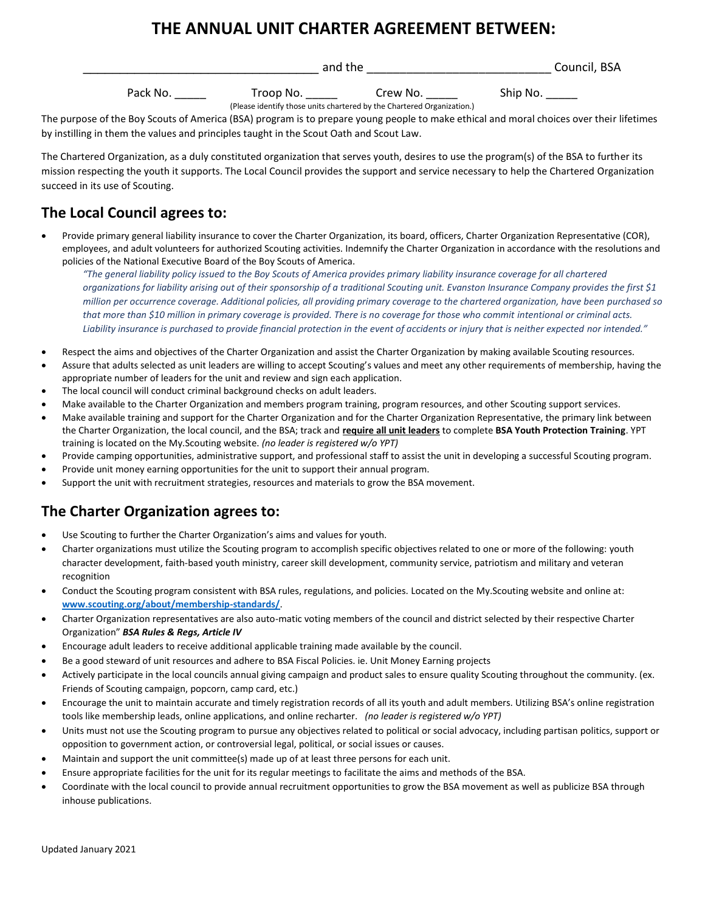# THE ANNUAL UNIT CHARTER AGREEMENT BETWEEN:

___________________________________ and the ____________________________ Council, BSA

Pack No. _____ Troop No. _____ Crew No. _____ Ship No. _____

(Please identify those units chartered by the Chartered Organization.)

The purpose of the Boy Scouts of America (BSA) program is to prepare young people to make ethical and moral choices over their lifetimes by instilling in them the values and principles taught in the Scout Oath and Scout Law.

The Chartered Organization, as a duly constituted organization that serves youth, desires to use the program(s) of the BSA to further its mission respecting the youth it supports. The Local Council provides the support and service necessary to help the Chartered Organization succeed in its use of Scouting.

## The Local Council agrees to:

- Provide primary general liability insurance to cover the Charter Organization, its board, officers, Charter Organization Representative (COR), employees, and adult volunteers for authorized Scouting activities. Indemnify the Charter Organization in accordance with the resolutions and policies of the National Executive Board of the Boy Scouts of America.

  *"The general liability policy issued to the Boy Scouts of America provides primary liability insurance coverage for all chartered organizations for liability arising out of their sponsorship of a traditional Scouting unit. Evanston Insurance Company provides the first $1 million per occurrence coverage. Additional policies, all providing primary coverage to the chartered organization, have been purchased so that more than $10 million in primary coverage is provided. There is no coverage for those who commit intentional or criminal acts. Liability insurance is purchased to provide financial protection in the event of accidents or injury that is neither expected nor intended."*

- Respect the aims and objectives of the Charter Organization and assist the Charter Organization by making available Scouting resources.
- Assure that adults selected as unit leaders are willing to accept Scouting's values and meet any other requirements of membership, having the appropriate number of leaders for the unit and review and sign each application.
- The local council will conduct criminal background checks on adult leaders.
- Make available to the Charter Organization and members program training, program resources, and other Scouting support services.
- Make available training and support for the Charter Organization and for the Charter Organization Representative, the primary link between the Charter Organization, the local council, and the BSA; track and **require all unit leaders** to complete **BSA Youth Protection Training**. YPT training is located on the My.Scouting website. *(no leader is registered w/o YPT)*
- Provide camping opportunities, administrative support, and professional staff to assist the unit in developing a successful Scouting program.
- Provide unit money earning opportunities for the unit to support their annual program.
- Support the unit with recruitment strategies, resources and materials to grow the BSA movement.

## The Charter Organization agrees to:

- Use Scouting to further the Charter Organization's aims and values for youth.
- Charter organizations must utilize the Scouting program to accomplish specific objectives related to one or more of the following: youth character development, faith-based youth ministry, career skill development, community service, patriotism and military and veteran recognition
- Conduct the Scouting program consistent with BSA rules, regulations, and policies. Located on the My.Scouting website and online at: [www.scouting.org/about/membership-standards/](www.scouting.org/about/membership-standards/).
- Charter Organization representatives are also auto-matic voting members of the council and district selected by their respective Charter Organization" ***BSA Rules & Regs, Article IV***
- Encourage adult leaders to receive additional applicable training made available by the council.
- Be a good steward of unit resources and adhere to BSA Fiscal Policies. ie. Unit Money Earning projects
- Actively participate in the local councils annual giving campaign and product sales to ensure quality Scouting throughout the community. (ex. Friends of Scouting campaign, popcorn, camp card, etc.)
- Encourage the unit to maintain accurate and timely registration records of all its youth and adult members. Utilizing BSA's online registration tools like membership leads, online applications, and online recharter. *(no leader is registered w/o YPT)*
- Units must not use the Scouting program to pursue any objectives related to political or social advocacy, including partisan politics, support or opposition to government action, or controversial legal, political, or social issues or causes.
- Maintain and support the unit committee(s) made up of at least three persons for each unit.
- Ensure appropriate facilities for the unit for its regular meetings to facilitate the aims and methods of the BSA.
- Coordinate with the local council to provide annual recruitment opportunities to grow the BSA movement as well as publicize BSA through inhouse publications.

Updated January 2021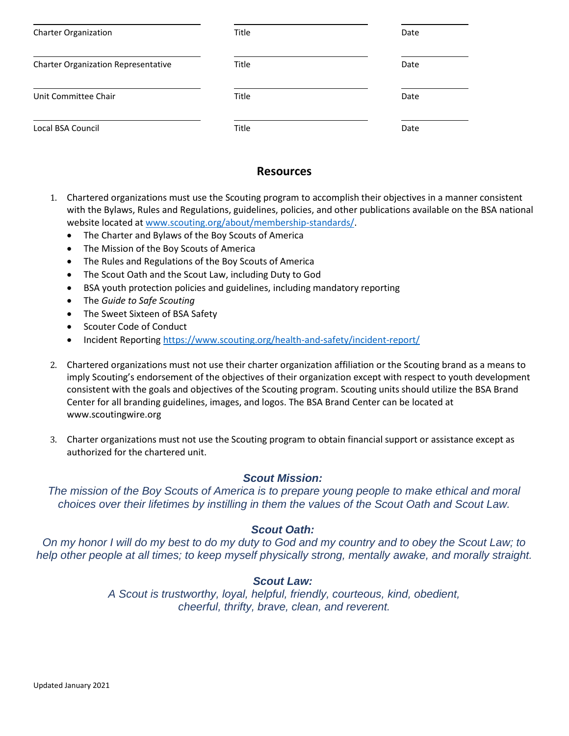| | | |
|---|---|---|
| Charter Organization | Title | Date |
| Charter Organization Representative | Title | Date |
| Unit Committee Chair | Title | Date |
| Local BSA Council | Title | Date |

## Resources

1. Chartered organizations must use the Scouting program to accomplish their objectives in a manner consistent with the Bylaws, Rules and Regulations, guidelines, policies, and other publications available on the BSA national website located at www.scouting.org/about/membership-standards/.
   - The Charter and Bylaws of the Boy Scouts of America
   - The Mission of the Boy Scouts of America
   - The Rules and Regulations of the Boy Scouts of America
   - The Scout Oath and the Scout Law, including Duty to God
   - BSA youth protection policies and guidelines, including mandatory reporting
   - The *Guide to Safe Scouting*
   - The Sweet Sixteen of BSA Safety
   - Scouter Code of Conduct
   - Incident Reporting https://www.scouting.org/health-and-safety/incident-report/

2. Chartered organizations must not use their charter organization affiliation or the Scouting brand as a means to imply Scouting's endorsement of the objectives of their organization except with respect to youth development consistent with the goals and objectives of the Scouting program. Scouting units should utilize the BSA Brand Center for all branding guidelines, images, and logos. The BSA Brand Center can be located at www.scoutingwire.org

3. Charter organizations must not use the Scouting program to obtain financial support or assistance except as authorized for the chartered unit.

***Scout Mission:***

*The mission of the Boy Scouts of America is to prepare young people to make ethical and moral choices over their lifetimes by instilling in them the values of the Scout Oath and Scout Law.*

***Scout Oath:***

*On my honor I will do my best to do my duty to God and my country and to obey the Scout Law; to help other people at all times; to keep myself physically strong, mentally awake, and morally straight.*

***Scout Law:***

*A Scout is trustworthy, loyal, helpful, friendly, courteous, kind, obedient, cheerful, thrifty, brave, clean, and reverent.*

Updated January 2021